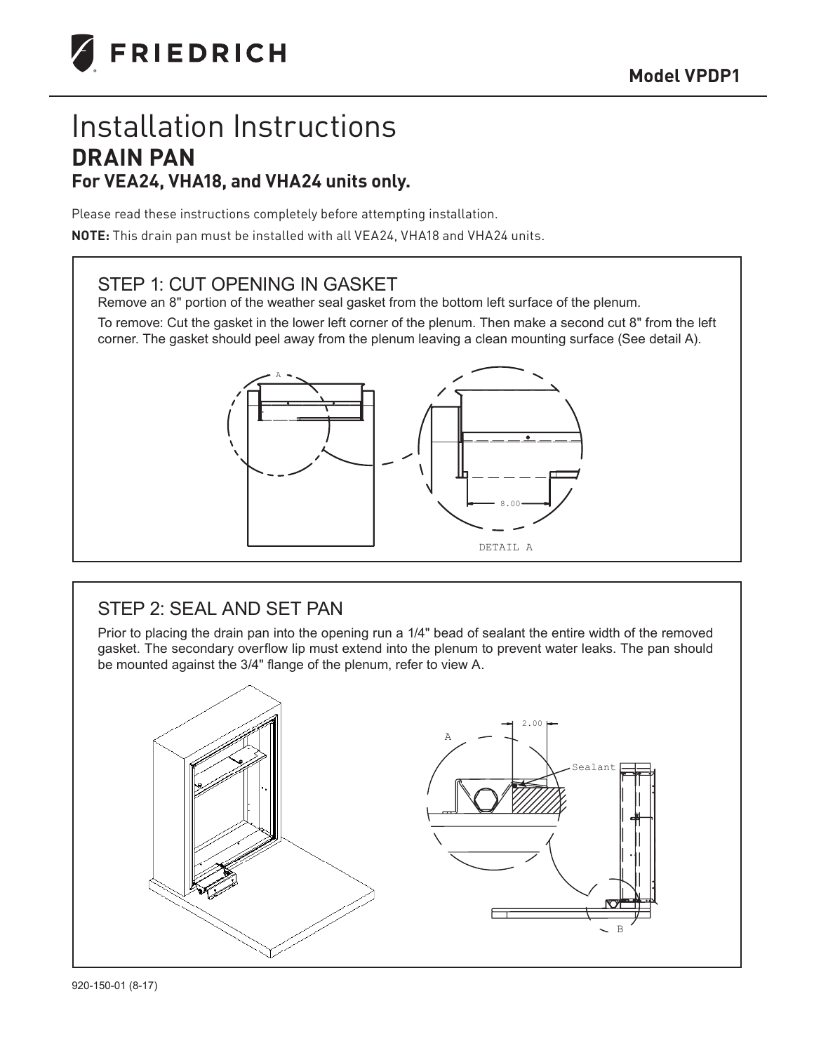FRIEDRICH

**Model VPDP1**

# Installation Instructions

## DRAIN PAN

### For VEA24, VHA18, and VHA24 units only.

Please read these instructions completely before attempting installation.

**NOTE:** This drain pan must be installed with all VEA24, VHA18 and VHA24 units.

## STEP 1: CUT OPENING IN GASKET

Remove an 8" portion of the weather seal gasket from the bottom left surface of the plenum.

To remove: Cut the gasket in the lower left corner of the plenum. Then make a second cut 8" from the left corner. The gasket should peel away from the plenum leaving a clean mounting surface (See detail A).

A

8.00

DETAIL A

## STEP 2: SEAL AND SET PAN

Prior to placing the drain pan into the opening run a 1/4" bead of sealant the entire width of the removed gasket. The secondary overflow lip must extend into the plenum to prevent water leaks. The pan should be mounted against the 3/4" flange of the plenum, refer to view A.

A

2.00

Sealant

B

920-150-01 (8-17)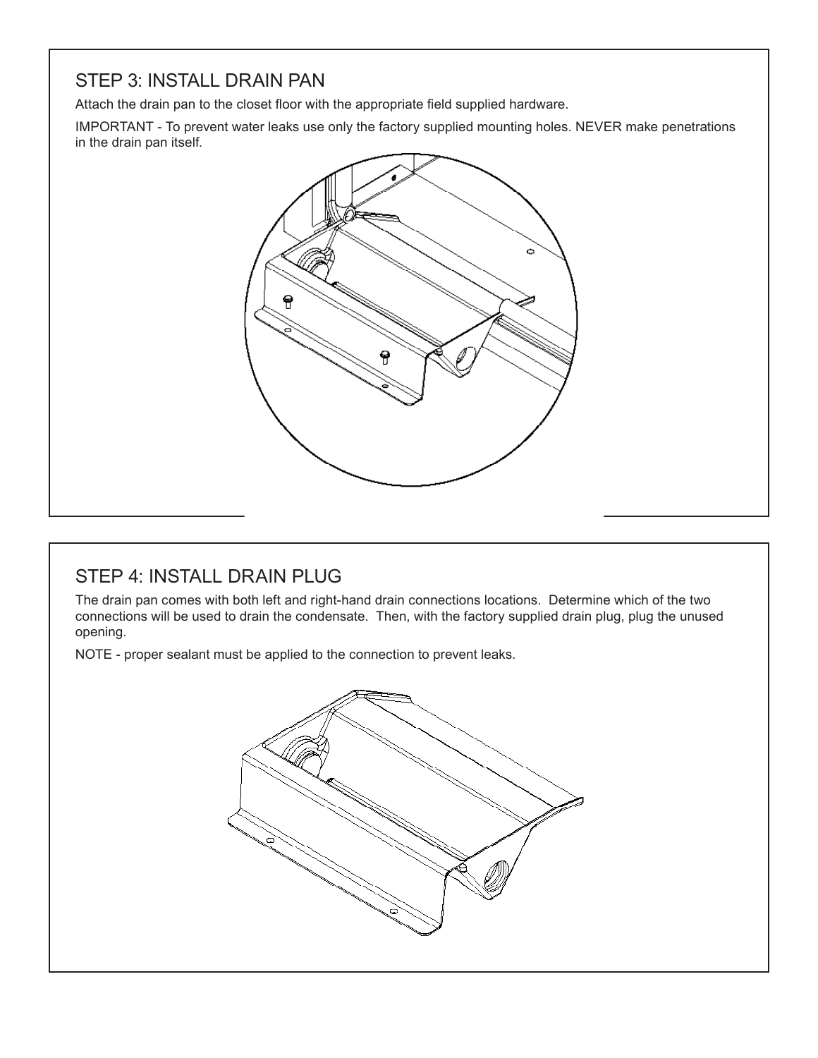## STEP 3: INSTALL DRAIN PAN

Attach the drain pan to the closet floor with the appropriate field supplied hardware.

IMPORTANT - To prevent water leaks use only the factory supplied mounting holes. NEVER make penetrations in the drain pan itself.

## STEP 4: INSTALL DRAIN PLUG

The drain pan comes with both left and right-hand drain connections locations. Determine which of the two connections will be used to drain the condensate. Then, with the factory supplied drain plug, plug the unused opening.

NOTE - proper sealant must be applied to the connection to prevent leaks.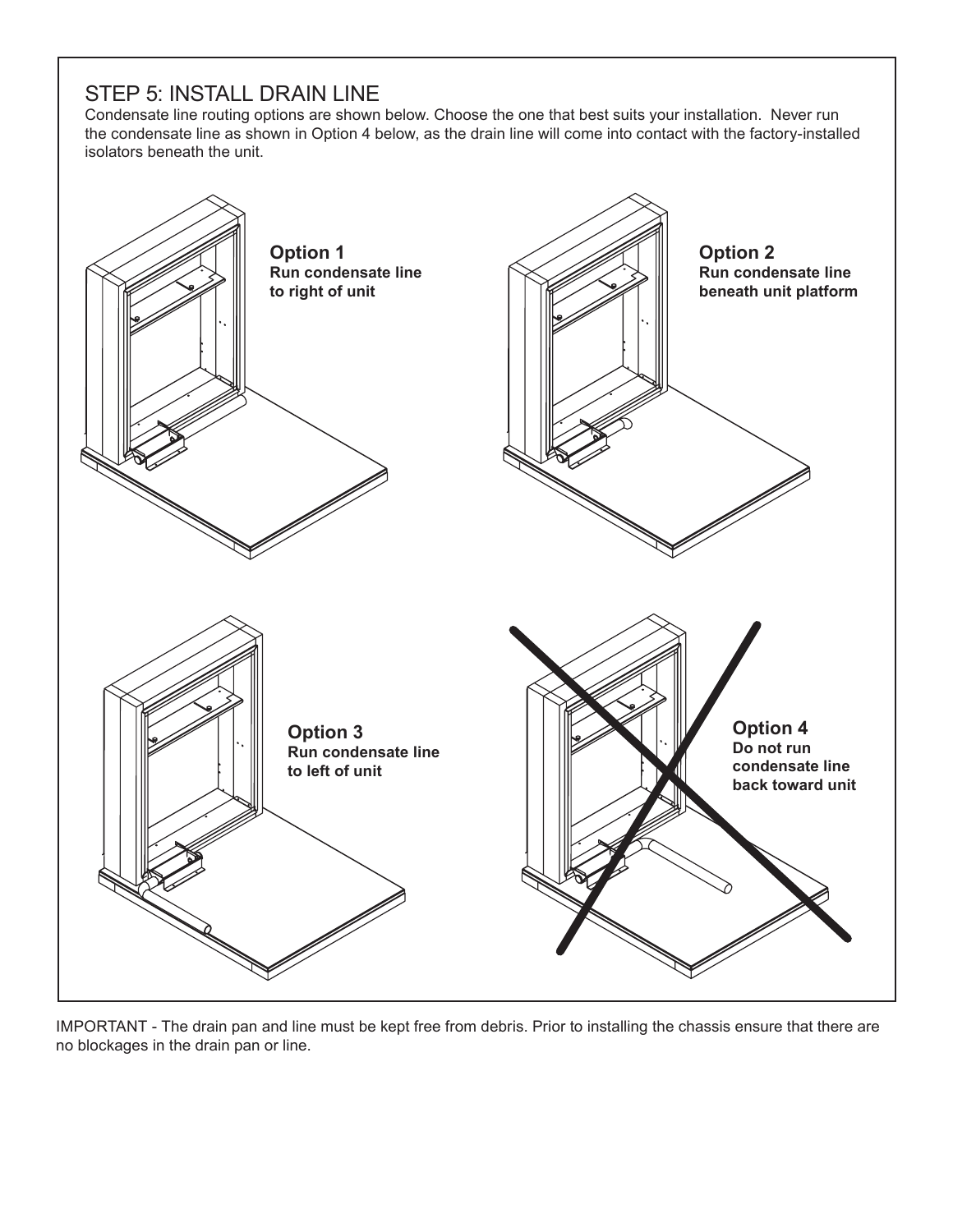## STEP 5: INSTALL DRAIN LINE

Condensate line routing options are shown below. Choose the one that best suits your installation. Never run the condensate line as shown in Option 4 below, as the drain line will come into contact with the factory-installed isolators beneath the unit.

**Option 1**
**Run condensate line to right of unit**

**Option 2**
**Run condensate line beneath unit platform**

**Option 3**
**Run condensate line to left of unit**

**Option 4**
**Do not run condensate line back toward unit**

IMPORTANT - The drain pan and line must be kept free from debris. Prior to installing the chassis ensure that there are no blockages in the drain pan or line.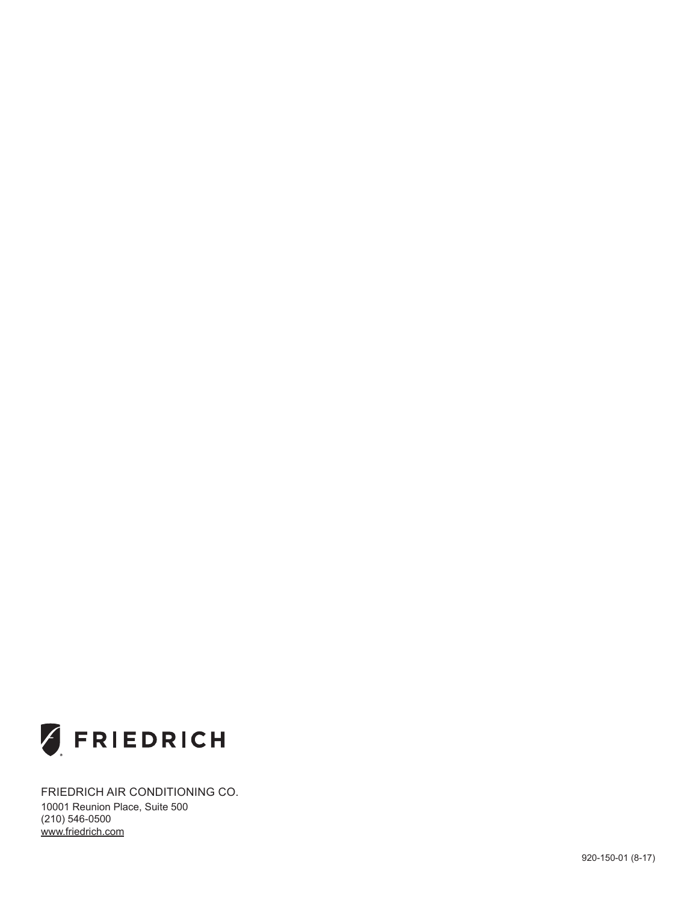FRIEDRICH

FRIEDRICH AIR CONDITIONING CO.

10001 Reunion Place, Suite 500
(210) 546-0500
www.friedrich.com

920-150-01 (8-17)